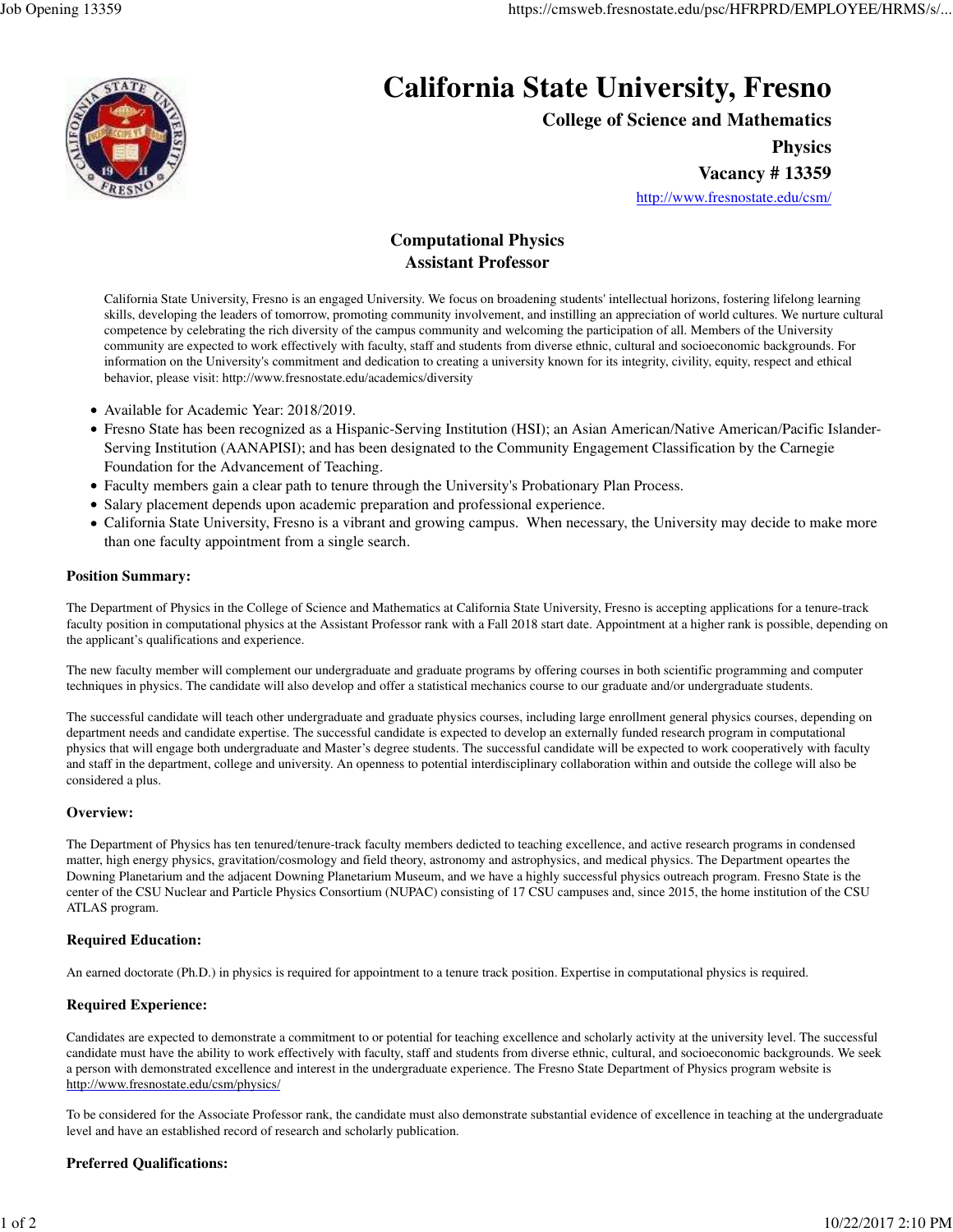# California State University, Fresno

**College of Science and Mathematics**

**Physics**

**Vacancy # 13359**

http://www.fresnostate.edu/csm/

## Computational Physics
## Assistant Professor

California State University, Fresno is an engaged University. We focus on broadening students' intellectual horizons, fostering lifelong learning skills, developing the leaders of tomorrow, promoting community involvement, and instilling an appreciation of world cultures. We nurture cultural competence by celebrating the rich diversity of the campus community and welcoming the participation of all. Members of the University community are expected to work effectively with faculty, staff and students from diverse ethnic, cultural and socioeconomic backgrounds. For information on the University's commitment and dedication to creating a university known for its integrity, civility, equity, respect and ethical behavior, please visit: http://www.fresnostate.edu/academics/diversity

- Available for Academic Year: 2018/2019.
- Fresno State has been recognized as a Hispanic-Serving Institution (HSI); an Asian American/Native American/Pacific Islander-Serving Institution (AANAPISI); and has been designated to the Community Engagement Classification by the Carnegie Foundation for the Advancement of Teaching.
- Faculty members gain a clear path to tenure through the University's Probationary Plan Process.
- Salary placement depends upon academic preparation and professional experience.
- California State University, Fresno is a vibrant and growing campus. When necessary, the University may decide to make more than one faculty appointment from a single search.

### Position Summary:

The Department of Physics in the College of Science and Mathematics at California State University, Fresno is accepting applications for a tenure-track faculty position in computational physics at the Assistant Professor rank with a Fall 2018 start date. Appointment at a higher rank is possible, depending on the applicant's qualifications and experience.

The new faculty member will complement our undergraduate and graduate programs by offering courses in both scientific programming and computer techniques in physics. The candidate will also develop and offer a statistical mechanics course to our graduate and/or undergraduate students.

The successful candidate will teach other undergraduate and graduate physics courses, including large enrollment general physics courses, depending on department needs and candidate expertise. The successful candidate is expected to develop an externally funded research program in computational physics that will engage both undergraduate and Master's degree students. The successful candidate will be expected to work cooperatively with faculty and staff in the department, college and university. An openness to potential interdisciplinary collaboration within and outside the college will also be considered a plus.

### Overview:

The Department of Physics has ten tenured/tenure-track faculty members dedicted to teaching excellence, and active research programs in condensed matter, high energy physics, gravitation/cosmology and field theory, astronomy and astrophysics, and medical physics. The Department opeartes the Downing Planetarium and the adjacent Downing Planetarium Museum, and we have a highly successful physics outreach program. Fresno State is the center of the CSU Nuclear and Particle Physics Consortium (NUPAC) consisting of 17 CSU campuses and, since 2015, the home institution of the CSU ATLAS program.

### Required Education:

An earned doctorate (Ph.D.) in physics is required for appointment to a tenure track position. Expertise in computational physics is required.

### Required Experience:

Candidates are expected to demonstrate a commitment to or potential for teaching excellence and scholarly activity at the university level. The successful candidate must have the ability to work effectively with faculty, staff and students from diverse ethnic, cultural, and socioeconomic backgrounds. We seek a person with demonstrated excellence and interest in the undergraduate experience. The Fresno State Department of Physics program website is http://www.fresnostate.edu/csm/physics/

To be considered for the Associate Professor rank, the candidate must also demonstrate substantial evidence of excellence in teaching at the undergraduate level and have an established record of research and scholarly publication.

### Preferred Qualifications: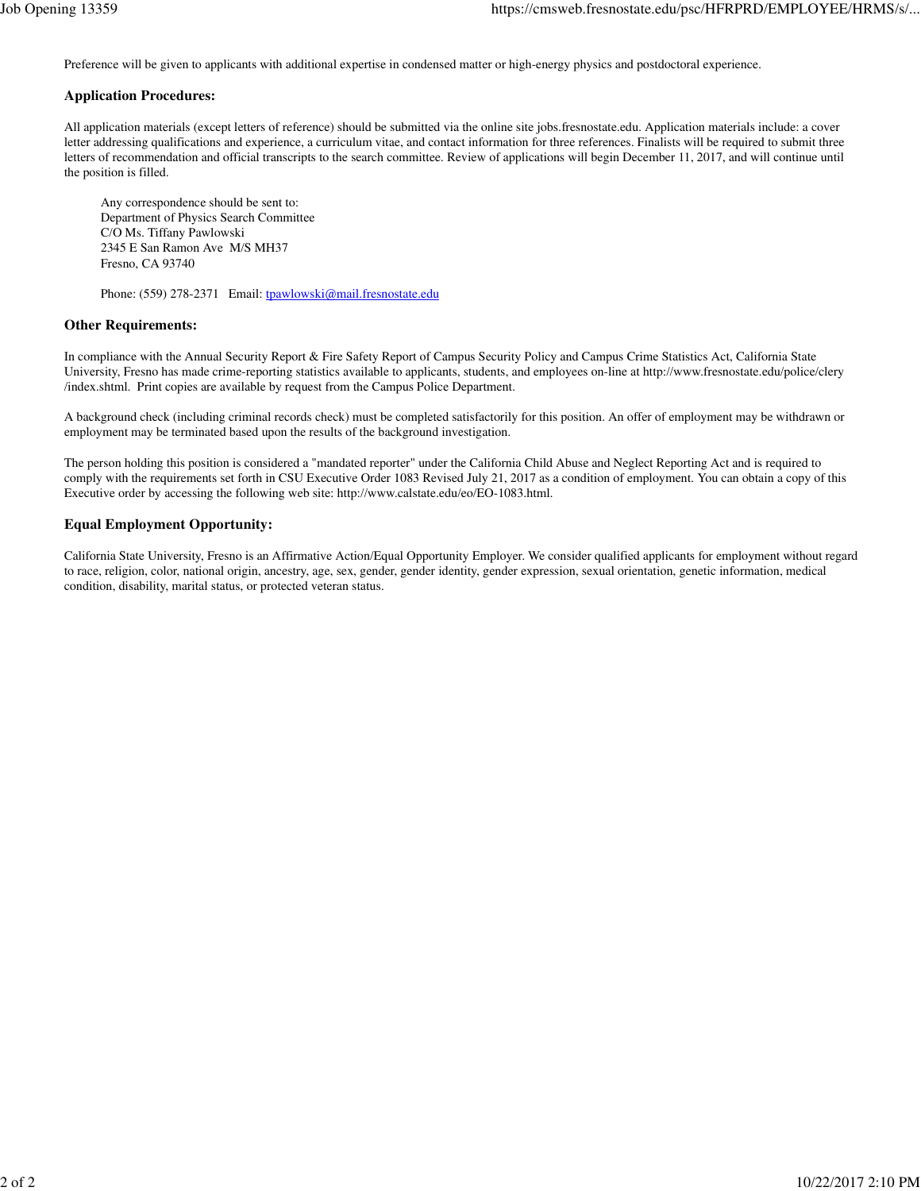Preference will be given to applicants with additional expertise in condensed matter or high-energy physics and postdoctoral experience.

### Application Procedures:

All application materials (except letters of reference) should be submitted via the online site jobs.fresnostate.edu. Application materials include: a cover letter addressing qualifications and experience, a curriculum vitae, and contact information for three references. Finalists will be required to submit three letters of recommendation and official transcripts to the search committee. Review of applications will begin December 11, 2017, and will continue until the position is filled.

> Any correspondence should be sent to:
> Department of Physics Search Committee
> C/O Ms. Tiffany Pawlowski
> 2345 E San Ramon Ave M/S MH37
> Fresno, CA 93740
>
> Phone: (559) 278-2371 Email: tpawlowski@mail.fresnostate.edu

### Other Requirements:

In compliance with the Annual Security Report & Fire Safety Report of Campus Security Policy and Campus Crime Statistics Act, California State University, Fresno has made crime-reporting statistics available to applicants, students, and employees on-line at http://www.fresnostate.edu/police/clery/index.shtml. Print copies are available by request from the Campus Police Department.

A background check (including criminal records check) must be completed satisfactorily for this position. An offer of employment may be withdrawn or employment may be terminated based upon the results of the background investigation.

The person holding this position is considered a "mandated reporter" under the California Child Abuse and Neglect Reporting Act and is required to comply with the requirements set forth in CSU Executive Order 1083 Revised July 21, 2017 as a condition of employment. You can obtain a copy of this Executive order by accessing the following web site: http://www.calstate.edu/eo/EO-1083.html.

### Equal Employment Opportunity:

California State University, Fresno is an Affirmative Action/Equal Opportunity Employer. We consider qualified applicants for employment without regard to race, religion, color, national origin, ancestry, age, sex, gender, gender identity, gender expression, sexual orientation, genetic information, medical condition, disability, marital status, or protected veteran status.